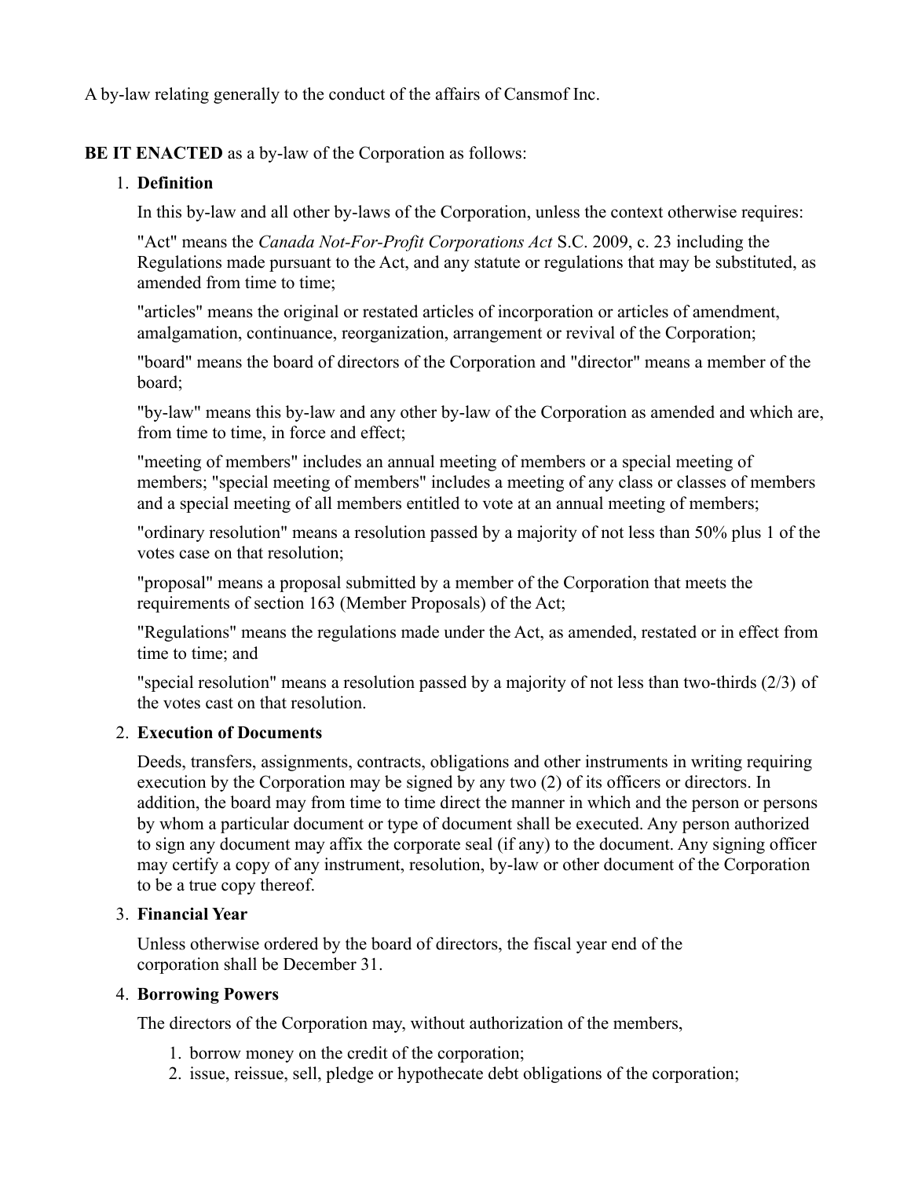A by-law relating generally to the conduct of the affairs of Cansmof Inc.

**BE IT ENACTED** as a by-law of the Corporation as follows:

1. **Definition**

   In this by-law and all other by-laws of the Corporation, unless the context otherwise requires:

   "Act" means the *Canada Not-For-Profit Corporations Act* S.C. 2009, c. 23 including the Regulations made pursuant to the Act, and any statute or regulations that may be substituted, as amended from time to time;

   "articles" means the original or restated articles of incorporation or articles of amendment, amalgamation, continuance, reorganization, arrangement or revival of the Corporation;

   "board" means the board of directors of the Corporation and "director" means a member of the board;

   "by-law" means this by-law and any other by-law of the Corporation as amended and which are, from time to time, in force and effect;

   "meeting of members" includes an annual meeting of members or a special meeting of members; "special meeting of members" includes a meeting of any class or classes of members and a special meeting of all members entitled to vote at an annual meeting of members;

   "ordinary resolution" means a resolution passed by a majority of not less than 50% plus 1 of the votes case on that resolution;

   "proposal" means a proposal submitted by a member of the Corporation that meets the requirements of section 163 (Member Proposals) of the Act;

   "Regulations" means the regulations made under the Act, as amended, restated or in effect from time to time; and

   "special resolution" means a resolution passed by a majority of not less than two-thirds (2/3) of the votes cast on that resolution.

2. **Execution of Documents**

   Deeds, transfers, assignments, contracts, obligations and other instruments in writing requiring execution by the Corporation may be signed by any two (2) of its officers or directors. In addition, the board may from time to time direct the manner in which and the person or persons by whom a particular document or type of document shall be executed. Any person authorized to sign any document may affix the corporate seal (if any) to the document. Any signing officer may certify a copy of any instrument, resolution, by-law or other document of the Corporation to be a true copy thereof.

3. **Financial Year**

   Unless otherwise ordered by the board of directors, the fiscal year end of the corporation shall be December 31.

4. **Borrowing Powers**

   The directors of the Corporation may, without authorization of the members,

   1. borrow money on the credit of the corporation;
   2. issue, reissue, sell, pledge or hypothecate debt obligations of the corporation;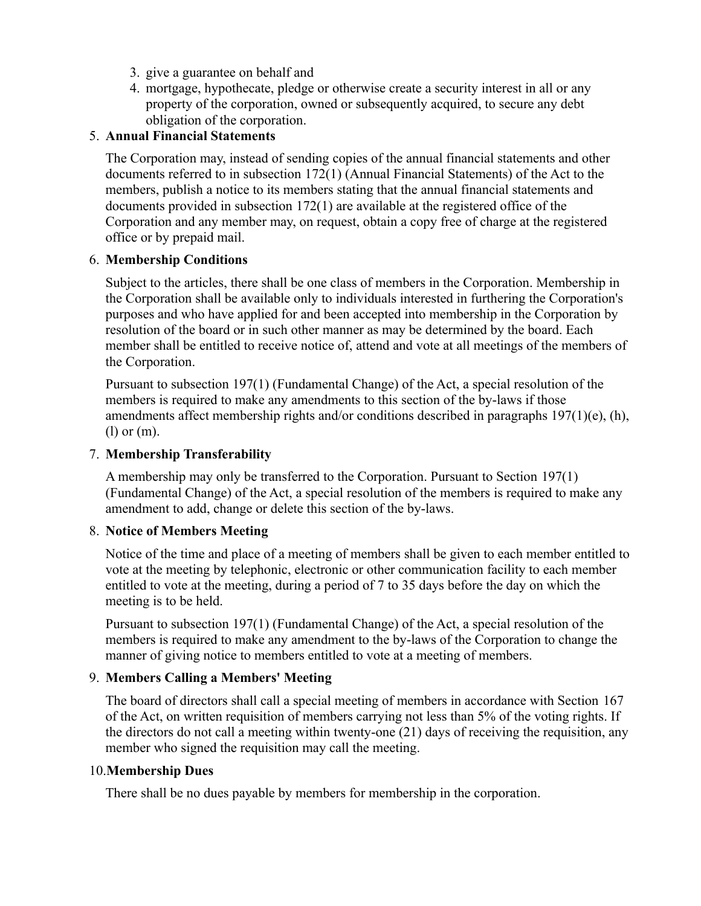3. give a guarantee on behalf and
4. mortgage, hypothecate, pledge or otherwise create a security interest in all or any property of the corporation, owned or subsequently acquired, to secure any debt obligation of the corporation.

5. **Annual Financial Statements**

   The Corporation may, instead of sending copies of the annual financial statements and other documents referred to in subsection 172(1) (Annual Financial Statements) of the Act to the members, publish a notice to its members stating that the annual financial statements and documents provided in subsection 172(1) are available at the registered office of the Corporation and any member may, on request, obtain a copy free of charge at the registered office or by prepaid mail.

6. **Membership Conditions**

   Subject to the articles, there shall be one class of members in the Corporation. Membership in the Corporation shall be available only to individuals interested in furthering the Corporation's purposes and who have applied for and been accepted into membership in the Corporation by resolution of the board or in such other manner as may be determined by the board. Each member shall be entitled to receive notice of, attend and vote at all meetings of the members of the Corporation.

   Pursuant to subsection 197(1) (Fundamental Change) of the Act, a special resolution of the members is required to make any amendments to this section of the by-laws if those amendments affect membership rights and/or conditions described in paragraphs 197(1)(e), (h), (l) or (m).

7. **Membership Transferability**

   A membership may only be transferred to the Corporation. Pursuant to Section 197(1) (Fundamental Change) of the Act, a special resolution of the members is required to make any amendment to add, change or delete this section of the by-laws.

8. **Notice of Members Meeting**

   Notice of the time and place of a meeting of members shall be given to each member entitled to vote at the meeting by telephonic, electronic or other communication facility to each member entitled to vote at the meeting, during a period of 7 to 35 days before the day on which the meeting is to be held.

   Pursuant to subsection 197(1) (Fundamental Change) of the Act, a special resolution of the members is required to make any amendment to the by-laws of the Corporation to change the manner of giving notice to members entitled to vote at a meeting of members.

9. **Members Calling a Members' Meeting**

   The board of directors shall call a special meeting of members in accordance with Section 167 of the Act, on written requisition of members carrying not less than 5% of the voting rights. If the directors do not call a meeting within twenty-one (21) days of receiving the requisition, any member who signed the requisition may call the meeting.

10. **Membership Dues**

    There shall be no dues payable by members for membership in the corporation.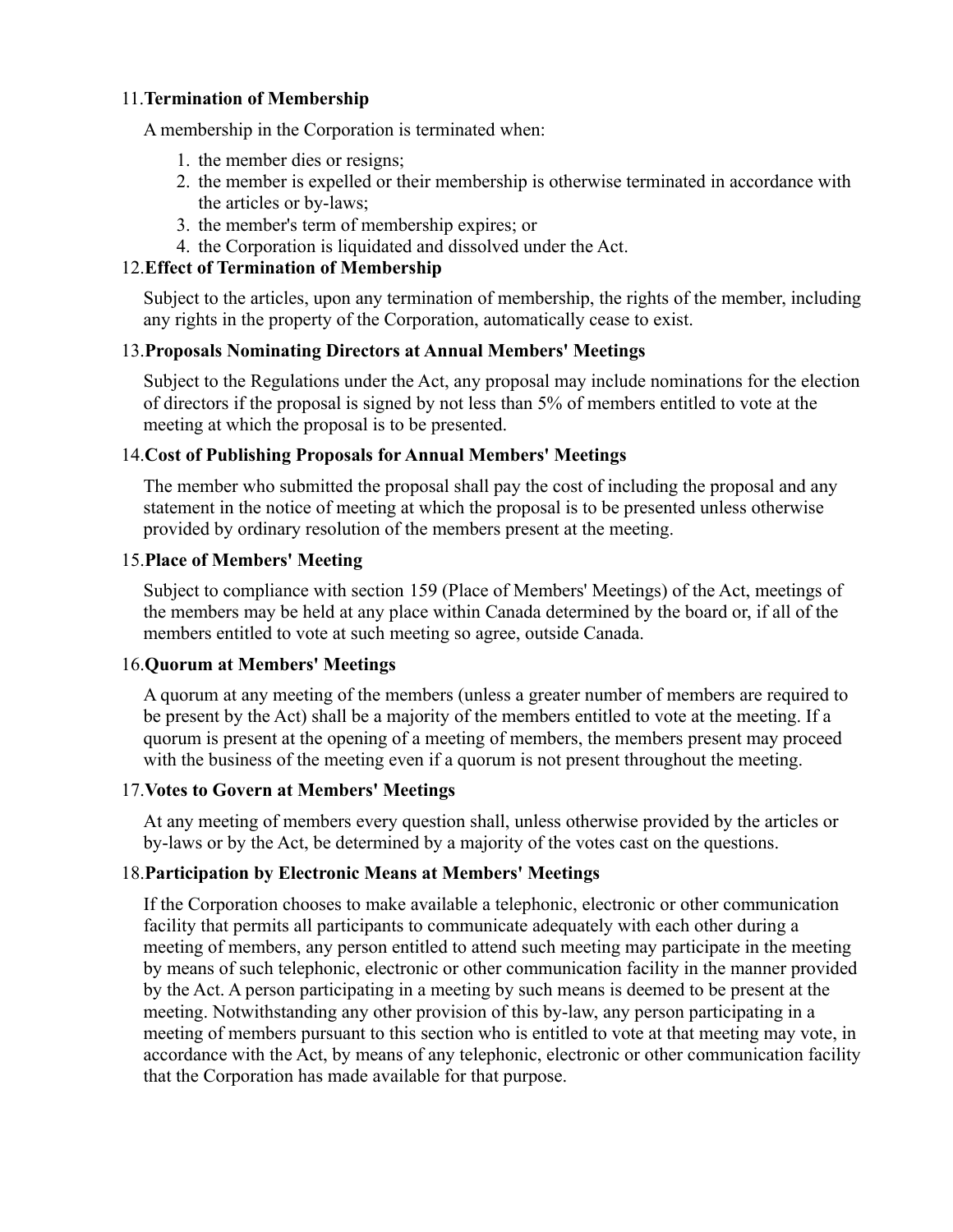11. **Termination of Membership**

    A membership in the Corporation is terminated when:

    1. the member dies or resigns;
    2. the member is expelled or their membership is otherwise terminated in accordance with the articles or by-laws;
    3. the member's term of membership expires; or
    4. the Corporation is liquidated and dissolved under the Act.

12. **Effect of Termination of Membership**

    Subject to the articles, upon any termination of membership, the rights of the member, including any rights in the property of the Corporation, automatically cease to exist.

13. **Proposals Nominating Directors at Annual Members' Meetings**

    Subject to the Regulations under the Act, any proposal may include nominations for the election of directors if the proposal is signed by not less than 5% of members entitled to vote at the meeting at which the proposal is to be presented.

14. **Cost of Publishing Proposals for Annual Members' Meetings**

    The member who submitted the proposal shall pay the cost of including the proposal and any statement in the notice of meeting at which the proposal is to be presented unless otherwise provided by ordinary resolution of the members present at the meeting.

15. **Place of Members' Meeting**

    Subject to compliance with section 159 (Place of Members' Meetings) of the Act, meetings of the members may be held at any place within Canada determined by the board or, if all of the members entitled to vote at such meeting so agree, outside Canada.

16. **Quorum at Members' Meetings**

    A quorum at any meeting of the members (unless a greater number of members are required to be present by the Act) shall be a majority of the members entitled to vote at the meeting. If a quorum is present at the opening of a meeting of members, the members present may proceed with the business of the meeting even if a quorum is not present throughout the meeting.

17. **Votes to Govern at Members' Meetings**

    At any meeting of members every question shall, unless otherwise provided by the articles or by-laws or by the Act, be determined by a majority of the votes cast on the questions.

18. **Participation by Electronic Means at Members' Meetings**

    If the Corporation chooses to make available a telephonic, electronic or other communication facility that permits all participants to communicate adequately with each other during a meeting of members, any person entitled to attend such meeting may participate in the meeting by means of such telephonic, electronic or other communication facility in the manner provided by the Act. A person participating in a meeting by such means is deemed to be present at the meeting. Notwithstanding any other provision of this by-law, any person participating in a meeting of members pursuant to this section who is entitled to vote at that meeting may vote, in accordance with the Act, by means of any telephonic, electronic or other communication facility that the Corporation has made available for that purpose.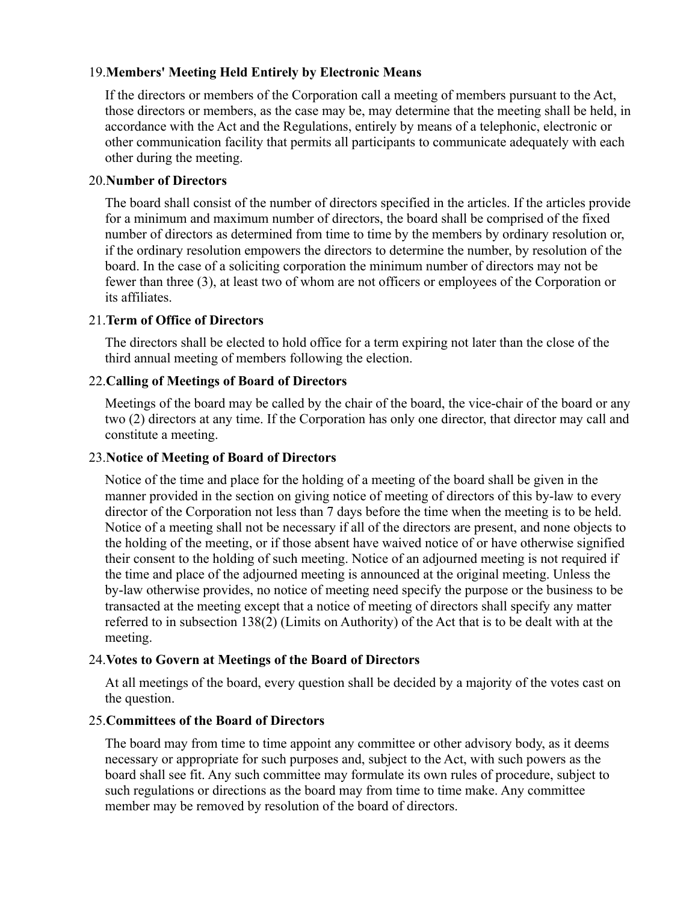19. **Members' Meeting Held Entirely by Electronic Means**

 If the directors or members of the Corporation call a meeting of members pursuant to the Act, those directors or members, as the case may be, may determine that the meeting shall be held, in accordance with the Act and the Regulations, entirely by means of a telephonic, electronic or other communication facility that permits all participants to communicate adequately with each other during the meeting.

20. **Number of Directors**

 The board shall consist of the number of directors specified in the articles. If the articles provide for a minimum and maximum number of directors, the board shall be comprised of the fixed number of directors as determined from time to time by the members by ordinary resolution or, if the ordinary resolution empowers the directors to determine the number, by resolution of the board. In the case of a soliciting corporation the minimum number of directors may not be fewer than three (3), at least two of whom are not officers or employees of the Corporation or its affiliates.

21. **Term of Office of Directors**

 The directors shall be elected to hold office for a term expiring not later than the close of the third annual meeting of members following the election.

22. **Calling of Meetings of Board of Directors**

 Meetings of the board may be called by the chair of the board, the vice-chair of the board or any two (2) directors at any time. If the Corporation has only one director, that director may call and constitute a meeting.

23. **Notice of Meeting of Board of Directors**

 Notice of the time and place for the holding of a meeting of the board shall be given in the manner provided in the section on giving notice of meeting of directors of this by-law to every director of the Corporation not less than 7 days before the time when the meeting is to be held. Notice of a meeting shall not be necessary if all of the directors are present, and none objects to the holding of the meeting, or if those absent have waived notice of or have otherwise signified their consent to the holding of such meeting. Notice of an adjourned meeting is not required if the time and place of the adjourned meeting is announced at the original meeting. Unless the by-law otherwise provides, no notice of meeting need specify the purpose or the business to be transacted at the meeting except that a notice of meeting of directors shall specify any matter referred to in subsection 138(2) (Limits on Authority) of the Act that is to be dealt with at the meeting.

24. **Votes to Govern at Meetings of the Board of Directors**

 At all meetings of the board, every question shall be decided by a majority of the votes cast on the question.

25. **Committees of the Board of Directors**

 The board may from time to time appoint any committee or other advisory body, as it deems necessary or appropriate for such purposes and, subject to the Act, with such powers as the board shall see fit. Any such committee may formulate its own rules of procedure, subject to such regulations or directions as the board may from time to time make. Any committee member may be removed by resolution of the board of directors.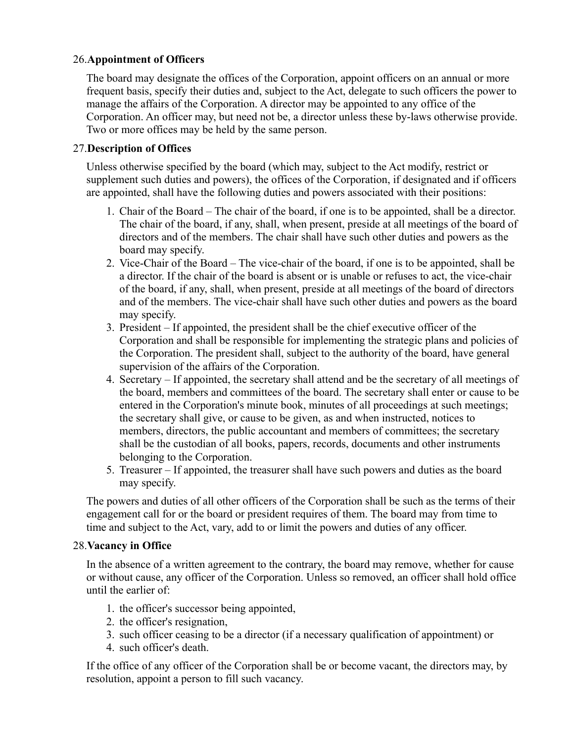26. **Appointment of Officers**

The board may designate the offices of the Corporation, appoint officers on an annual or more frequent basis, specify their duties and, subject to the Act, delegate to such officers the power to manage the affairs of the Corporation. A director may be appointed to any office of the Corporation. An officer may, but need not be, a director unless these by-laws otherwise provide. Two or more offices may be held by the same person.

27. **Description of Offices**

Unless otherwise specified by the board (which may, subject to the Act modify, restrict or supplement such duties and powers), the offices of the Corporation, if designated and if officers are appointed, shall have the following duties and powers associated with their positions:

1. Chair of the Board – The chair of the board, if one is to be appointed, shall be a director. The chair of the board, if any, shall, when present, preside at all meetings of the board of directors and of the members. The chair shall have such other duties and powers as the board may specify.
2. Vice-Chair of the Board – The vice-chair of the board, if one is to be appointed, shall be a director. If the chair of the board is absent or is unable or refuses to act, the vice-chair of the board, if any, shall, when present, preside at all meetings of the board of directors and of the members. The vice-chair shall have such other duties and powers as the board may specify.
3. President – If appointed, the president shall be the chief executive officer of the Corporation and shall be responsible for implementing the strategic plans and policies of the Corporation. The president shall, subject to the authority of the board, have general supervision of the affairs of the Corporation.
4. Secretary – If appointed, the secretary shall attend and be the secretary of all meetings of the board, members and committees of the board. The secretary shall enter or cause to be entered in the Corporation's minute book, minutes of all proceedings at such meetings; the secretary shall give, or cause to be given, as and when instructed, notices to members, directors, the public accountant and members of committees; the secretary shall be the custodian of all books, papers, records, documents and other instruments belonging to the Corporation.
5. Treasurer – If appointed, the treasurer shall have such powers and duties as the board may specify.

The powers and duties of all other officers of the Corporation shall be such as the terms of their engagement call for or the board or president requires of them. The board may from time to time and subject to the Act, vary, add to or limit the powers and duties of any officer.

28. **Vacancy in Office**

In the absence of a written agreement to the contrary, the board may remove, whether for cause or without cause, any officer of the Corporation. Unless so removed, an officer shall hold office until the earlier of:

1. the officer's successor being appointed,
2. the officer's resignation,
3. such officer ceasing to be a director (if a necessary qualification of appointment) or
4. such officer's death.

If the office of any officer of the Corporation shall be or become vacant, the directors may, by resolution, appoint a person to fill such vacancy.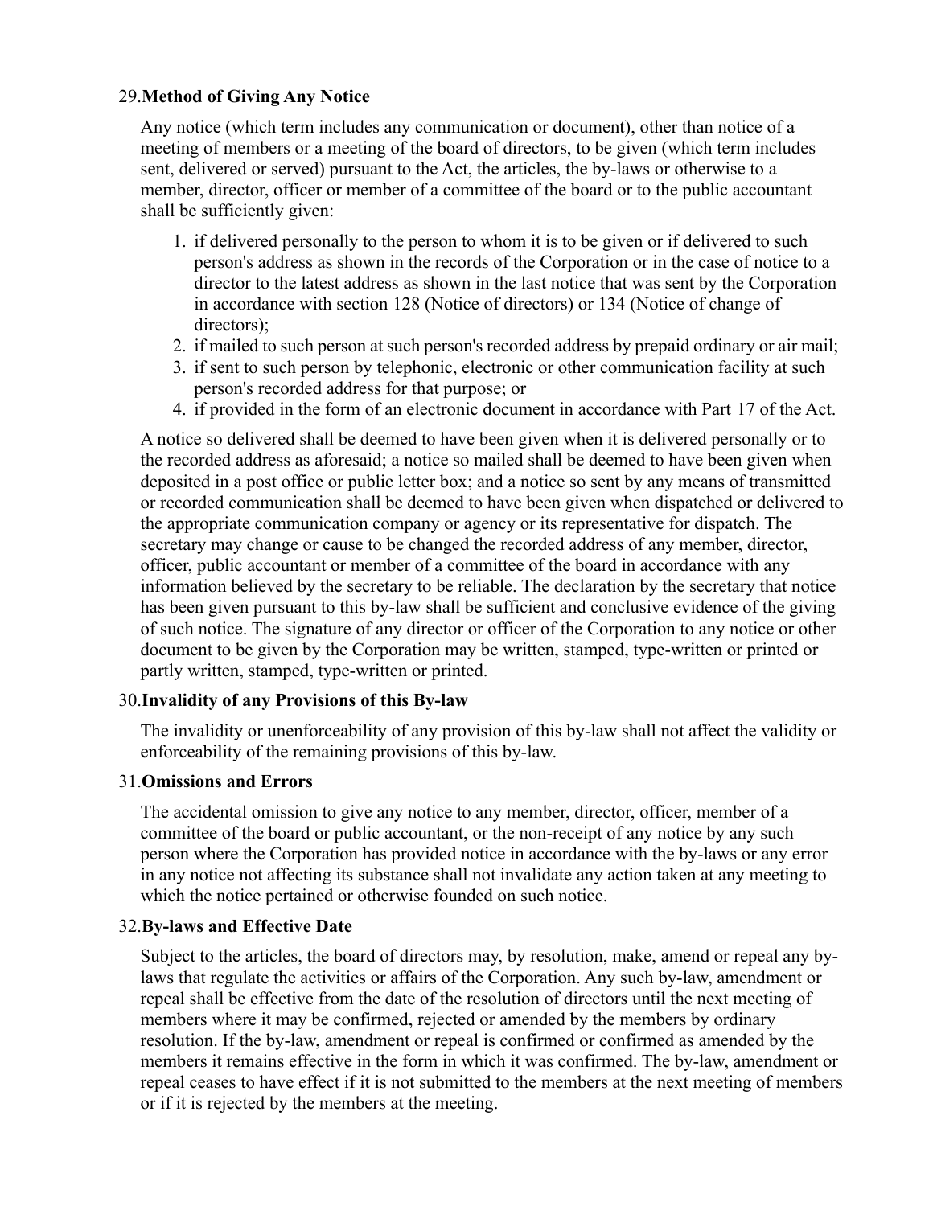29. **Method of Giving Any Notice**

Any notice (which term includes any communication or document), other than notice of a meeting of members or a meeting of the board of directors, to be given (which term includes sent, delivered or served) pursuant to the Act, the articles, the by-laws or otherwise to a member, director, officer or member of a committee of the board or to the public accountant shall be sufficiently given:

1. if delivered personally to the person to whom it is to be given or if delivered to such person's address as shown in the records of the Corporation or in the case of notice to a director to the latest address as shown in the last notice that was sent by the Corporation in accordance with section 128 (Notice of directors) or 134 (Notice of change of directors);
2. if mailed to such person at such person's recorded address by prepaid ordinary or air mail;
3. if sent to such person by telephonic, electronic or other communication facility at such person's recorded address for that purpose; or
4. if provided in the form of an electronic document in accordance with Part 17 of the Act.

A notice so delivered shall be deemed to have been given when it is delivered personally or to the recorded address as aforesaid; a notice so mailed shall be deemed to have been given when deposited in a post office or public letter box; and a notice so sent by any means of transmitted or recorded communication shall be deemed to have been given when dispatched or delivered to the appropriate communication company or agency or its representative for dispatch. The secretary may change or cause to be changed the recorded address of any member, director, officer, public accountant or member of a committee of the board in accordance with any information believed by the secretary to be reliable. The declaration by the secretary that notice has been given pursuant to this by-law shall be sufficient and conclusive evidence of the giving of such notice. The signature of any director or officer of the Corporation to any notice or other document to be given by the Corporation may be written, stamped, type-written or printed or partly written, stamped, type-written or printed.

30. **Invalidity of any Provisions of this By-law**

The invalidity or unenforceability of any provision of this by-law shall not affect the validity or enforceability of the remaining provisions of this by-law.

31. **Omissions and Errors**

The accidental omission to give any notice to any member, director, officer, member of a committee of the board or public accountant, or the non-receipt of any notice by any such person where the Corporation has provided notice in accordance with the by-laws or any error in any notice not affecting its substance shall not invalidate any action taken at any meeting to which the notice pertained or otherwise founded on such notice.

32. **By-laws and Effective Date**

Subject to the articles, the board of directors may, by resolution, make, amend or repeal any by-laws that regulate the activities or affairs of the Corporation. Any such by-law, amendment or repeal shall be effective from the date of the resolution of directors until the next meeting of members where it may be confirmed, rejected or amended by the members by ordinary resolution. If the by-law, amendment or repeal is confirmed or confirmed as amended by the members it remains effective in the form in which it was confirmed. The by-law, amendment or repeal ceases to have effect if it is not submitted to the members at the next meeting of members or if it is rejected by the members at the meeting.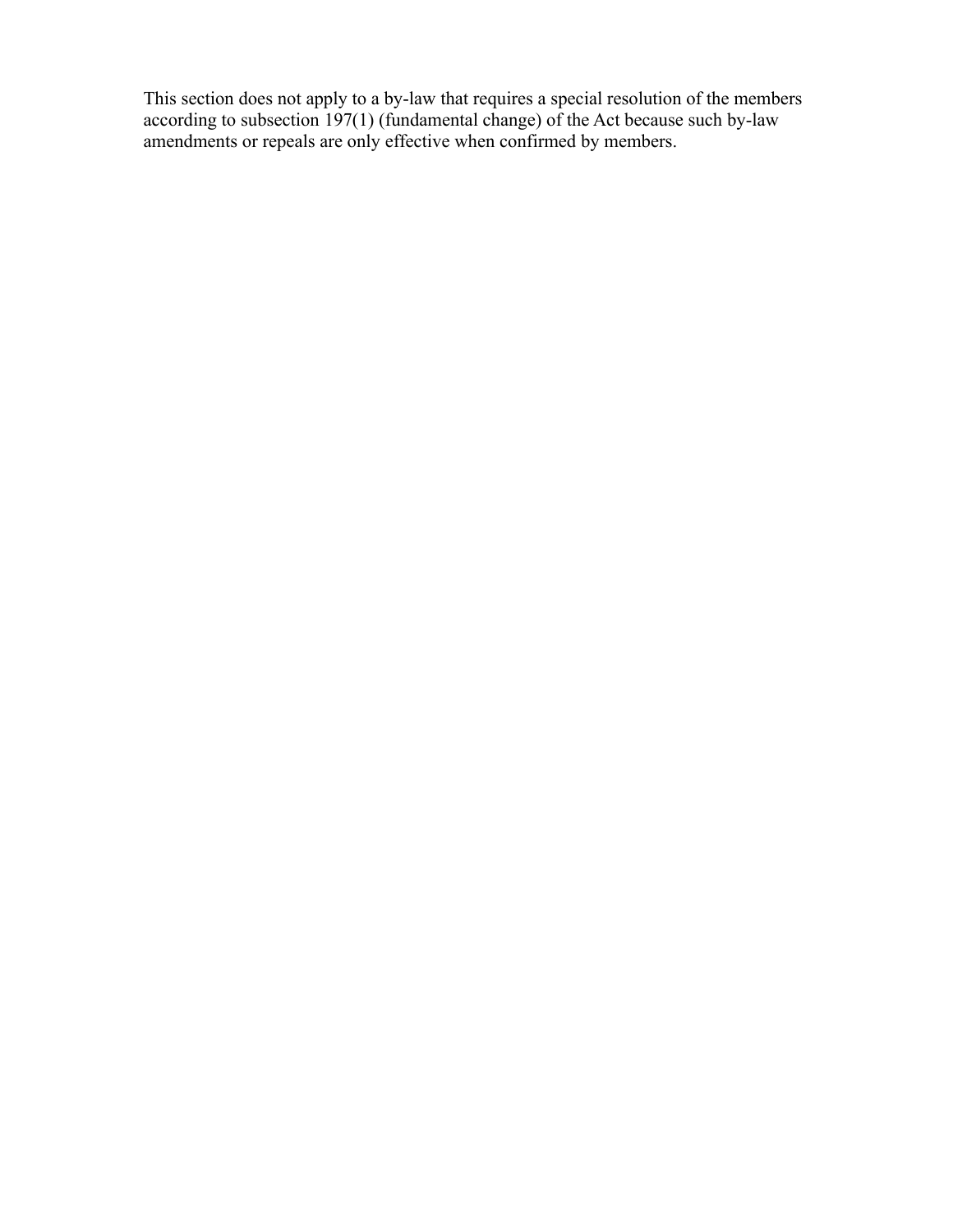This section does not apply to a by-law that requires a special resolution of the members according to subsection 197(1) (fundamental change) of the Act because such by-law amendments or repeals are only effective when confirmed by members.